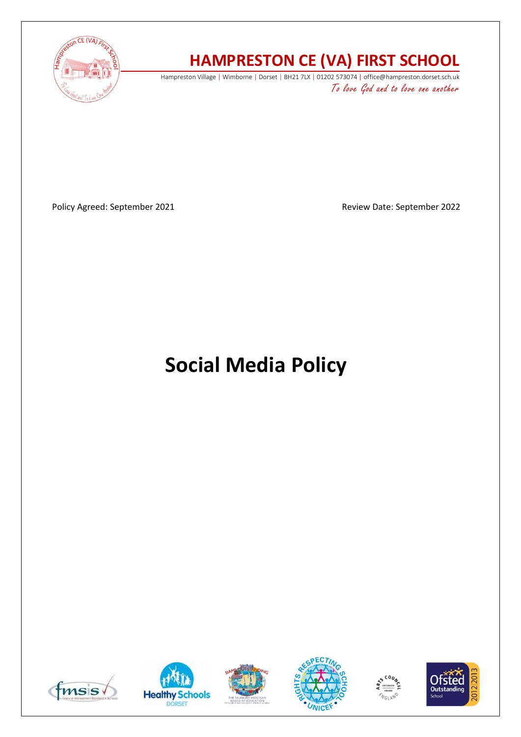# HAMPRESTON CE (VA) FIRST SCHOOL

Hampreston Village | Wimborne | Dorset | BH21 7LX | 01202 573074 | office@hampreston.dorset.sch.uk

*To love God and to love one another*

Policy Agreed: September 2021

Review Date: September 2022

# Social Media Policy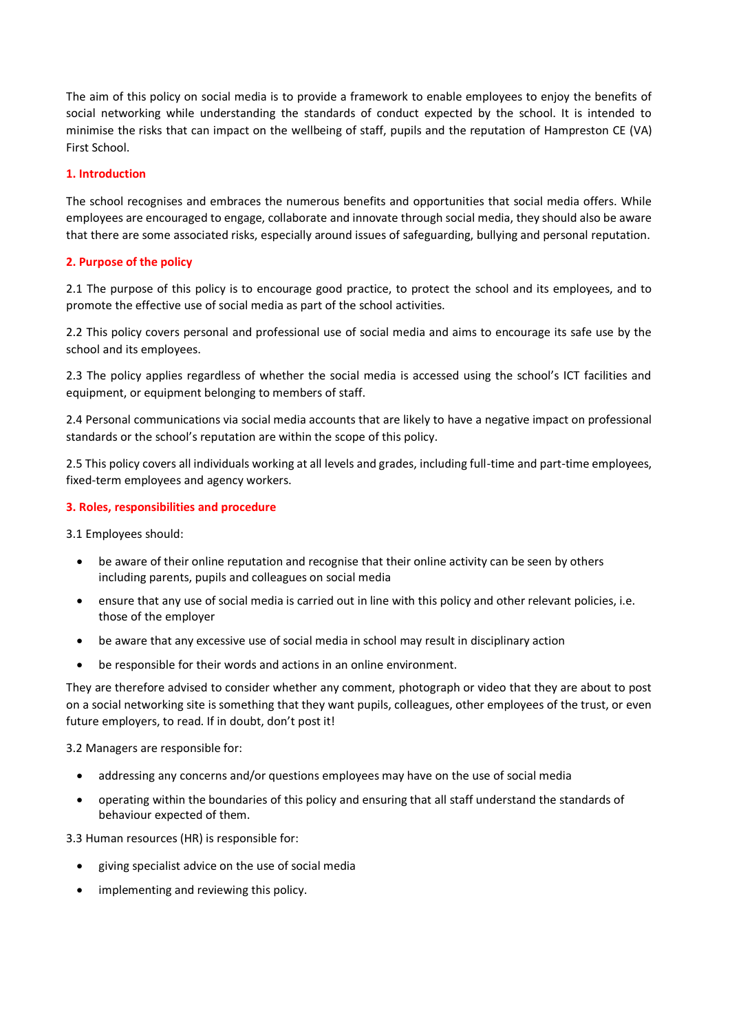The aim of this policy on social media is to provide a framework to enable employees to enjoy the benefits of social networking while understanding the standards of conduct expected by the school. It is intended to minimise the risks that can impact on the wellbeing of staff, pupils and the reputation of Hampreston CE (VA) First School.

## 1. Introduction

The school recognises and embraces the numerous benefits and opportunities that social media offers. While employees are encouraged to engage, collaborate and innovate through social media, they should also be aware that there are some associated risks, especially around issues of safeguarding, bullying and personal reputation.

## 2. Purpose of the policy

2.1 The purpose of this policy is to encourage good practice, to protect the school and its employees, and to promote the effective use of social media as part of the school activities.

2.2 This policy covers personal and professional use of social media and aims to encourage its safe use by the school and its employees.

2.3 The policy applies regardless of whether the social media is accessed using the school's ICT facilities and equipment, or equipment belonging to members of staff.

2.4 Personal communications via social media accounts that are likely to have a negative impact on professional standards or the school's reputation are within the scope of this policy.

2.5 This policy covers all individuals working at all levels and grades, including full-time and part-time employees, fixed-term employees and agency workers.

## 3. Roles, responsibilities and procedure

3.1 Employees should:

- be aware of their online reputation and recognise that their online activity can be seen by others including parents, pupils and colleagues on social media
- ensure that any use of social media is carried out in line with this policy and other relevant policies, i.e. those of the employer
- be aware that any excessive use of social media in school may result in disciplinary action
- be responsible for their words and actions in an online environment.

They are therefore advised to consider whether any comment, photograph or video that they are about to post on a social networking site is something that they want pupils, colleagues, other employees of the trust, or even future employers, to read. If in doubt, don't post it!

3.2 Managers are responsible for:

- addressing any concerns and/or questions employees may have on the use of social media
- operating within the boundaries of this policy and ensuring that all staff understand the standards of behaviour expected of them.

3.3 Human resources (HR) is responsible for:

- giving specialist advice on the use of social media
- implementing and reviewing this policy.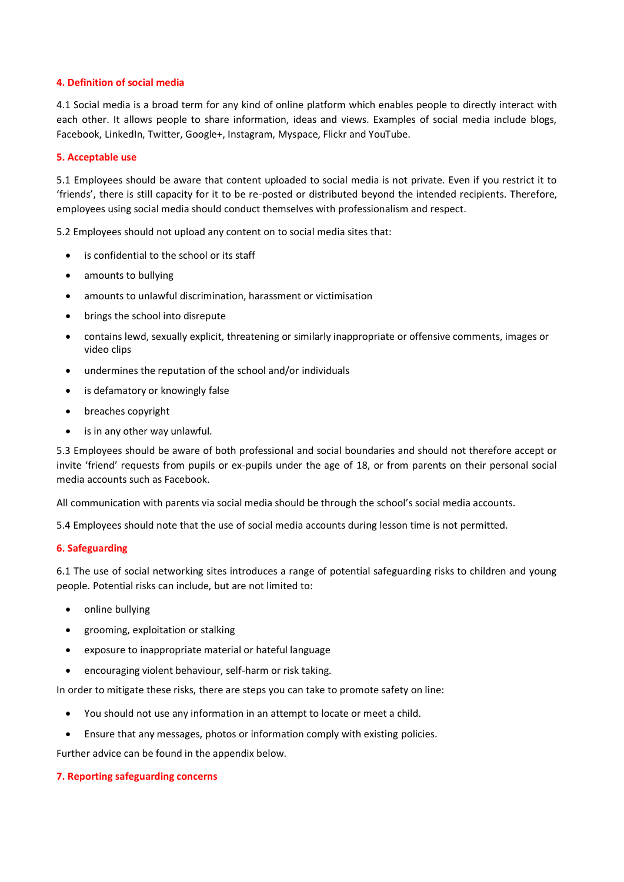## 4. Definition of social media

4.1 Social media is a broad term for any kind of online platform which enables people to directly interact with each other. It allows people to share information, ideas and views. Examples of social media include blogs, Facebook, LinkedIn, Twitter, Google+, Instagram, Myspace, Flickr and YouTube.

## 5. Acceptable use

5.1 Employees should be aware that content uploaded to social media is not private. Even if you restrict it to 'friends', there is still capacity for it to be re-posted or distributed beyond the intended recipients. Therefore, employees using social media should conduct themselves with professionalism and respect.

5.2 Employees should not upload any content on to social media sites that:

- is confidential to the school or its staff
- amounts to bullying
- amounts to unlawful discrimination, harassment or victimisation
- brings the school into disrepute
- contains lewd, sexually explicit, threatening or similarly inappropriate or offensive comments, images or video clips
- undermines the reputation of the school and/or individuals
- is defamatory or knowingly false
- breaches copyright
- is in any other way unlawful.

5.3 Employees should be aware of both professional and social boundaries and should not therefore accept or invite 'friend' requests from pupils or ex-pupils under the age of 18, or from parents on their personal social media accounts such as Facebook.

All communication with parents via social media should be through the school's social media accounts.

5.4 Employees should note that the use of social media accounts during lesson time is not permitted.

## 6. Safeguarding

6.1 The use of social networking sites introduces a range of potential safeguarding risks to children and young people. Potential risks can include, but are not limited to:

- online bullying
- grooming, exploitation or stalking
- exposure to inappropriate material or hateful language
- encouraging violent behaviour, self-harm or risk taking.

In order to mitigate these risks, there are steps you can take to promote safety on line:

- You should not use any information in an attempt to locate or meet a child.
- Ensure that any messages, photos or information comply with existing policies.

Further advice can be found in the appendix below.

## 7. Reporting safeguarding concerns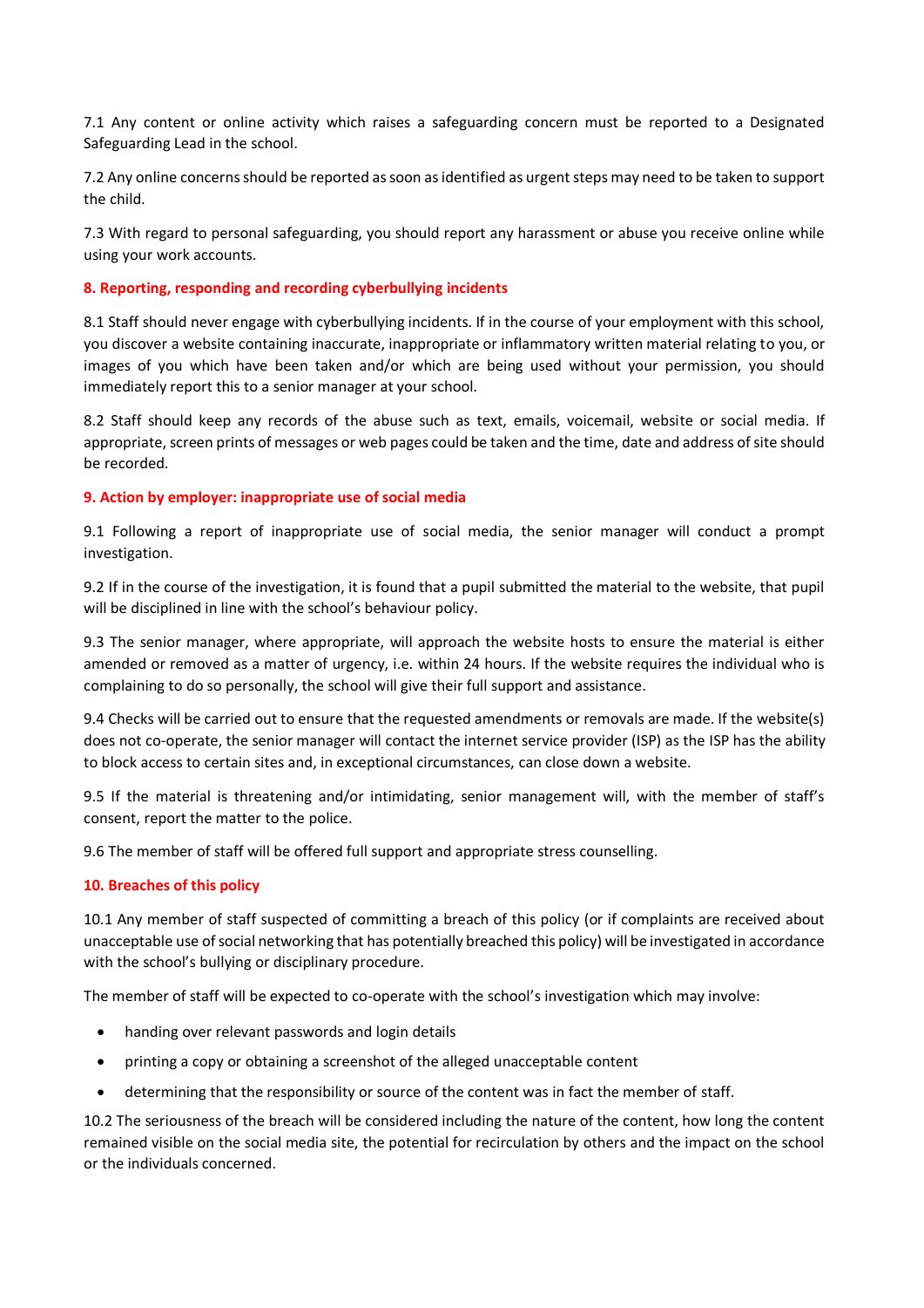7.1 Any content or online activity which raises a safeguarding concern must be reported to a Designated Safeguarding Lead in the school.

7.2 Any online concerns should be reported as soon as identified as urgent steps may need to be taken to support the child.

7.3 With regard to personal safeguarding, you should report any harassment or abuse you receive online while using your work accounts.

## 8. Reporting, responding and recording cyberbullying incidents

8.1 Staff should never engage with cyberbullying incidents. If in the course of your employment with this school, you discover a website containing inaccurate, inappropriate or inflammatory written material relating to you, or images of you which have been taken and/or which are being used without your permission, you should immediately report this to a senior manager at your school.

8.2 Staff should keep any records of the abuse such as text, emails, voicemail, website or social media. If appropriate, screen prints of messages or web pages could be taken and the time, date and address of site should be recorded.

## 9. Action by employer: inappropriate use of social media

9.1 Following a report of inappropriate use of social media, the senior manager will conduct a prompt investigation.

9.2 If in the course of the investigation, it is found that a pupil submitted the material to the website, that pupil will be disciplined in line with the school's behaviour policy.

9.3 The senior manager, where appropriate, will approach the website hosts to ensure the material is either amended or removed as a matter of urgency, i.e. within 24 hours. If the website requires the individual who is complaining to do so personally, the school will give their full support and assistance.

9.4 Checks will be carried out to ensure that the requested amendments or removals are made. If the website(s) does not co-operate, the senior manager will contact the internet service provider (ISP) as the ISP has the ability to block access to certain sites and, in exceptional circumstances, can close down a website.

9.5 If the material is threatening and/or intimidating, senior management will, with the member of staff's consent, report the matter to the police.

9.6 The member of staff will be offered full support and appropriate stress counselling.

## 10. Breaches of this policy

10.1 Any member of staff suspected of committing a breach of this policy (or if complaints are received about unacceptable use of social networking that has potentially breached this policy) will be investigated in accordance with the school's bullying or disciplinary procedure.

The member of staff will be expected to co-operate with the school's investigation which may involve:

- handing over relevant passwords and login details
- printing a copy or obtaining a screenshot of the alleged unacceptable content
- determining that the responsibility or source of the content was in fact the member of staff.

10.2 The seriousness of the breach will be considered including the nature of the content, how long the content remained visible on the social media site, the potential for recirculation by others and the impact on the school or the individuals concerned.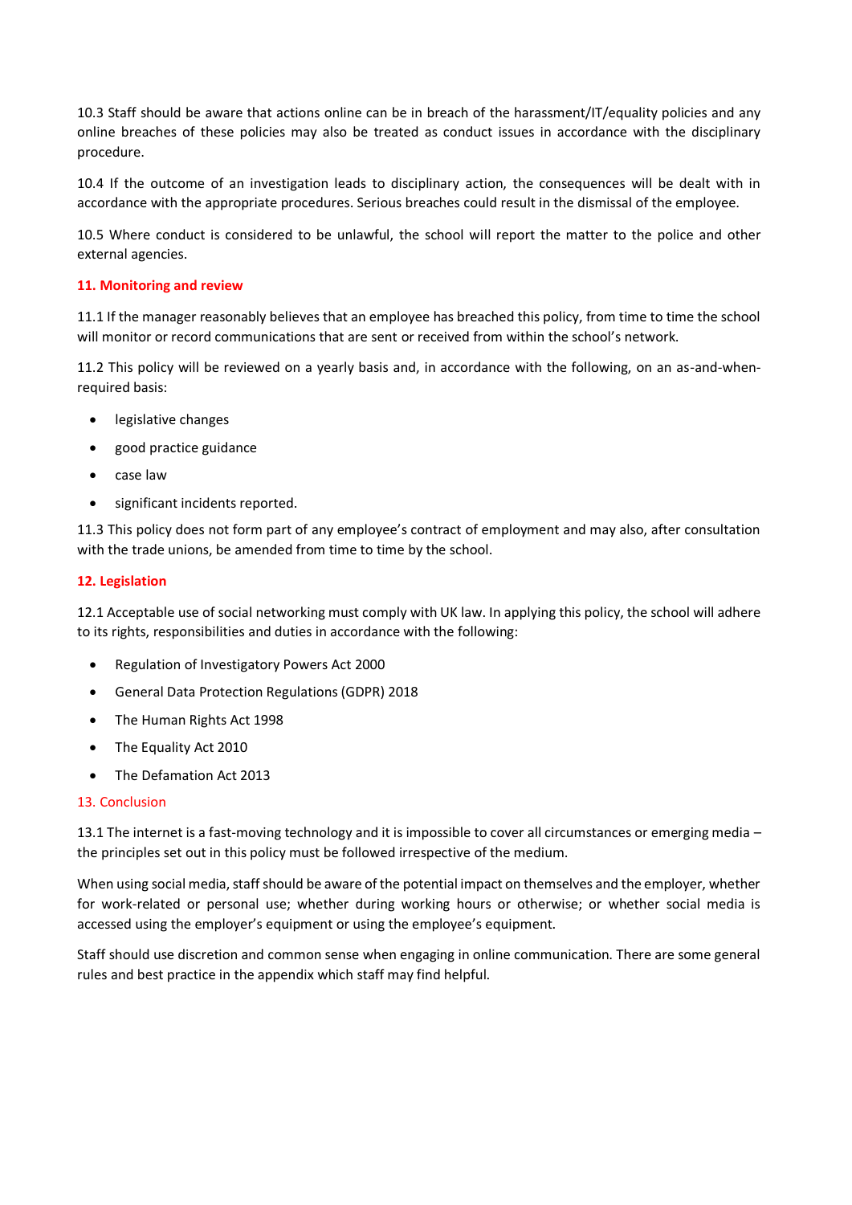10.3 Staff should be aware that actions online can be in breach of the harassment/IT/equality policies and any online breaches of these policies may also be treated as conduct issues in accordance with the disciplinary procedure.

10.4 If the outcome of an investigation leads to disciplinary action, the consequences will be dealt with in accordance with the appropriate procedures. Serious breaches could result in the dismissal of the employee.

10.5 Where conduct is considered to be unlawful, the school will report the matter to the police and other external agencies.

## 11. Monitoring and review

11.1 If the manager reasonably believes that an employee has breached this policy, from time to time the school will monitor or record communications that are sent or received from within the school's network.

11.2 This policy will be reviewed on a yearly basis and, in accordance with the following, on an as-and-when-required basis:

- legislative changes
- good practice guidance
- case law
- significant incidents reported.

11.3 This policy does not form part of any employee's contract of employment and may also, after consultation with the trade unions, be amended from time to time by the school.

## 12. Legislation

12.1 Acceptable use of social networking must comply with UK law. In applying this policy, the school will adhere to its rights, responsibilities and duties in accordance with the following:

- Regulation of Investigatory Powers Act 2000
- General Data Protection Regulations (GDPR) 2018
- The Human Rights Act 1998
- The Equality Act 2010
- The Defamation Act 2013

## 13. Conclusion

13.1 The internet is a fast-moving technology and it is impossible to cover all circumstances or emerging media – the principles set out in this policy must be followed irrespective of the medium.

When using social media, staff should be aware of the potential impact on themselves and the employer, whether for work-related or personal use; whether during working hours or otherwise; or whether social media is accessed using the employer's equipment or using the employee's equipment.

Staff should use discretion and common sense when engaging in online communication. There are some general rules and best practice in the appendix which staff may find helpful.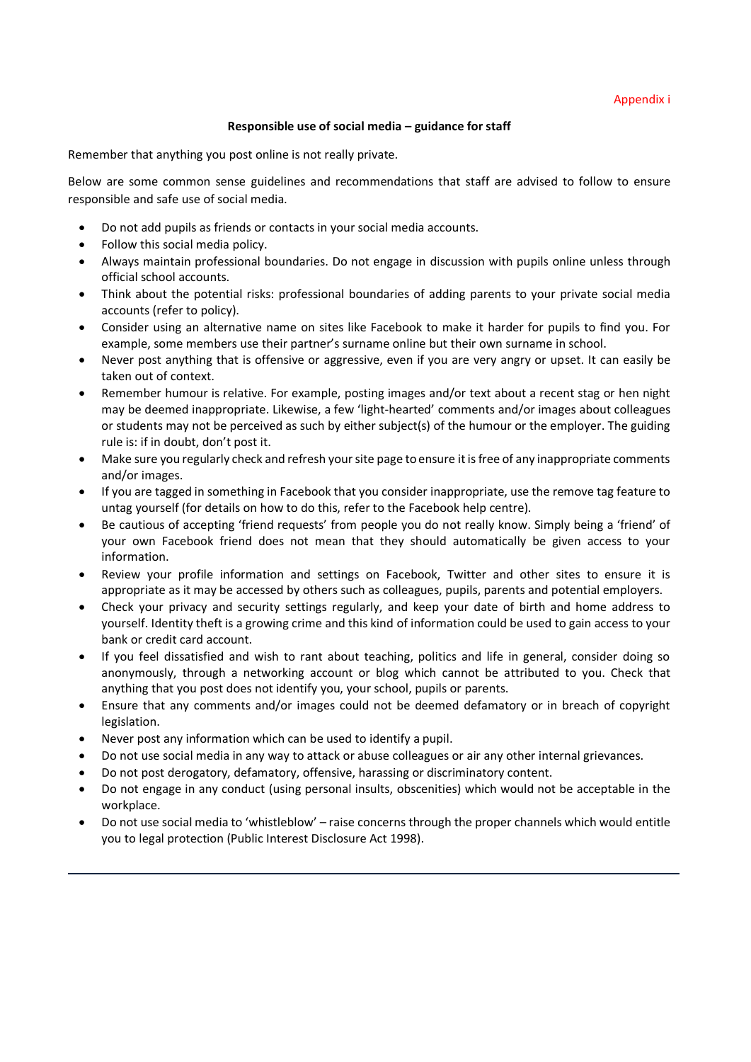Appendix i

**Responsible use of social media – guidance for staff**

Remember that anything you post online is not really private.

Below are some common sense guidelines and recommendations that staff are advised to follow to ensure responsible and safe use of social media.

- Do not add pupils as friends or contacts in your social media accounts.
- Follow this social media policy.
- Always maintain professional boundaries. Do not engage in discussion with pupils online unless through official school accounts.
- Think about the potential risks: professional boundaries of adding parents to your private social media accounts (refer to policy).
- Consider using an alternative name on sites like Facebook to make it harder for pupils to find you. For example, some members use their partner's surname online but their own surname in school.
- Never post anything that is offensive or aggressive, even if you are very angry or upset. It can easily be taken out of context.
- Remember humour is relative. For example, posting images and/or text about a recent stag or hen night may be deemed inappropriate. Likewise, a few 'light-hearted' comments and/or images about colleagues or students may not be perceived as such by either subject(s) of the humour or the employer. The guiding rule is: if in doubt, don't post it.
- Make sure you regularly check and refresh your site page to ensure it is free of any inappropriate comments and/or images.
- If you are tagged in something in Facebook that you consider inappropriate, use the remove tag feature to untag yourself (for details on how to do this, refer to the Facebook help centre).
- Be cautious of accepting 'friend requests' from people you do not really know. Simply being a 'friend' of your own Facebook friend does not mean that they should automatically be given access to your information.
- Review your profile information and settings on Facebook, Twitter and other sites to ensure it is appropriate as it may be accessed by others such as colleagues, pupils, parents and potential employers.
- Check your privacy and security settings regularly, and keep your date of birth and home address to yourself. Identity theft is a growing crime and this kind of information could be used to gain access to your bank or credit card account.
- If you feel dissatisfied and wish to rant about teaching, politics and life in general, consider doing so anonymously, through a networking account or blog which cannot be attributed to you. Check that anything that you post does not identify you, your school, pupils or parents.
- Ensure that any comments and/or images could not be deemed defamatory or in breach of copyright legislation.
- Never post any information which can be used to identify a pupil.
- Do not use social media in any way to attack or abuse colleagues or air any other internal grievances.
- Do not post derogatory, defamatory, offensive, harassing or discriminatory content.
- Do not engage in any conduct (using personal insults, obscenities) which would not be acceptable in the workplace.
- Do not use social media to 'whistleblow' – raise concerns through the proper channels which would entitle you to legal protection (Public Interest Disclosure Act 1998).